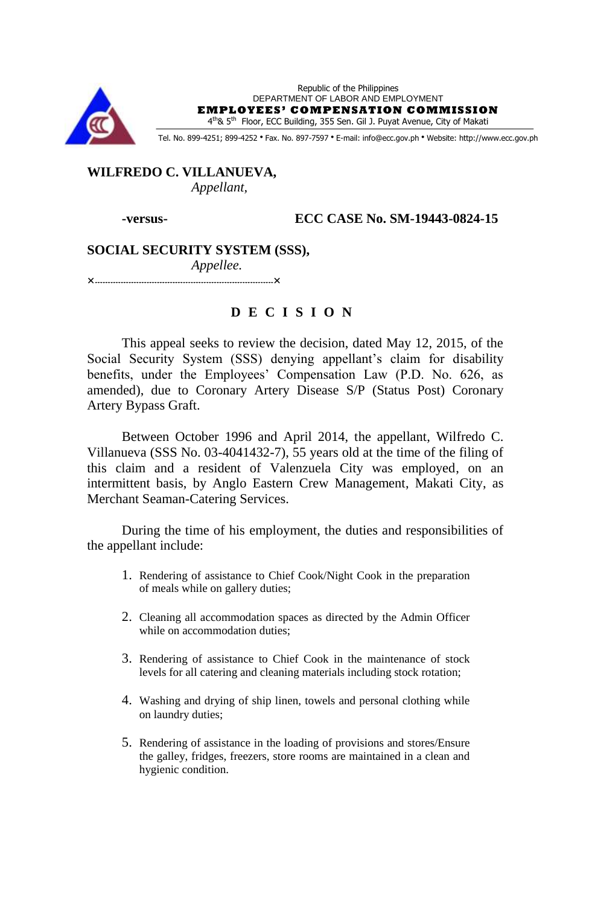Republic of the Philippines
DEPARTMENT OF LABOR AND EMPLOYMENT
**EMPLOYEES' COMPENSATION COMMISSION**
4th & 5th Floor, ECC Building, 355 Sen. Gil J. Puyat Avenue, City of Makati

Tel. No. 899-4251; 899-4252 • Fax. No. 897-7597 • E-mail: info@ecc.gov.ph • Website: http://www.ecc.gov.ph

**WILFREDO C. VILLANUEVA,**
*Appellant,*

**-versus-** **ECC CASE No. SM-19443-0824-15**

**SOCIAL SECURITY SYSTEM (SSS),**
*Appellee.*

x--------------------------------------------------------------------x

# D E C I S I O N

This appeal seeks to review the decision, dated May 12, 2015, of the Social Security System (SSS) denying appellant's claim for disability benefits, under the Employees' Compensation Law (P.D. No. 626, as amended), due to Coronary Artery Disease S/P (Status Post) Coronary Artery Bypass Graft.

Between October 1996 and April 2014, the appellant, Wilfredo C. Villanueva (SSS No. 03-4041432-7), 55 years old at the time of the filing of this claim and a resident of Valenzuela City was employed, on an intermittent basis, by Anglo Eastern Crew Management, Makati City, as Merchant Seaman-Catering Services.

During the time of his employment, the duties and responsibilities of the appellant include:

1. Rendering of assistance to Chief Cook/Night Cook in the preparation of meals while on gallery duties;
2. Cleaning all accommodation spaces as directed by the Admin Officer while on accommodation duties;
3. Rendering of assistance to Chief Cook in the maintenance of stock levels for all catering and cleaning materials including stock rotation;
4. Washing and drying of ship linen, towels and personal clothing while on laundry duties;
5. Rendering of assistance in the loading of provisions and stores/Ensure the galley, fridges, freezers, store rooms are maintained in a clean and hygienic condition.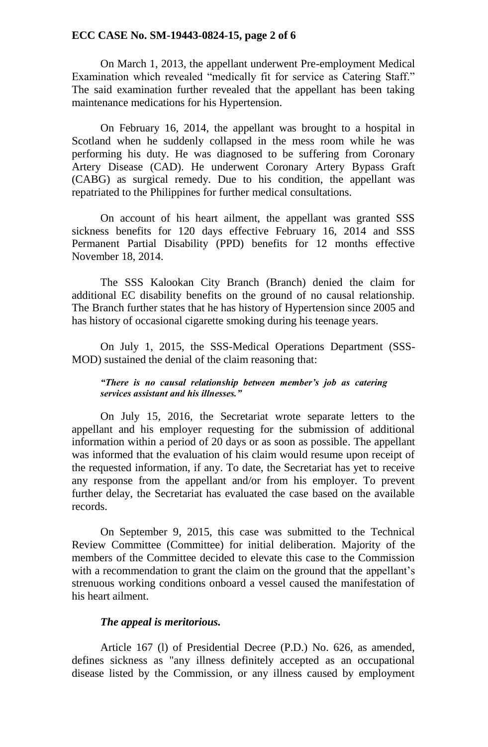On March 1, 2013, the appellant underwent Pre-employment Medical Examination which revealed "medically fit for service as Catering Staff." The said examination further revealed that the appellant has been taking maintenance medications for his Hypertension.

On February 16, 2014, the appellant was brought to a hospital in Scotland when he suddenly collapsed in the mess room while he was performing his duty. He was diagnosed to be suffering from Coronary Artery Disease (CAD). He underwent Coronary Artery Bypass Graft (CABG) as surgical remedy. Due to his condition, the appellant was repatriated to the Philippines for further medical consultations.

On account of his heart ailment, the appellant was granted SSS sickness benefits for 120 days effective February 16, 2014 and SSS Permanent Partial Disability (PPD) benefits for 12 months effective November 18, 2014.

The SSS Kalookan City Branch (Branch) denied the claim for additional EC disability benefits on the ground of no causal relationship. The Branch further states that he has history of Hypertension since 2005 and has history of occasional cigarette smoking during his teenage years.

On July 1, 2015, the SSS-Medical Operations Department (SSS-MOD) sustained the denial of the claim reasoning that:

> ***"There is no causal relationship between member's job as catering services assistant and his illnesses."***

On July 15, 2016, the Secretariat wrote separate letters to the appellant and his employer requesting for the submission of additional information within a period of 20 days or as soon as possible. The appellant was informed that the evaluation of his claim would resume upon receipt of the requested information, if any. To date, the Secretariat has yet to receive any response from the appellant and/or from his employer. To prevent further delay, the Secretariat has evaluated the case based on the available records.

On September 9, 2015, this case was submitted to the Technical Review Committee (Committee) for initial deliberation. Majority of the members of the Committee decided to elevate this case to the Commission with a recommendation to grant the claim on the ground that the appellant's strenuous working conditions onboard a vessel caused the manifestation of his heart ailment.

***The appeal is meritorious.***

Article 167 (l) of Presidential Decree (P.D.) No. 626, as amended, defines sickness as "any illness definitely accepted as an occupational disease listed by the Commission, or any illness caused by employment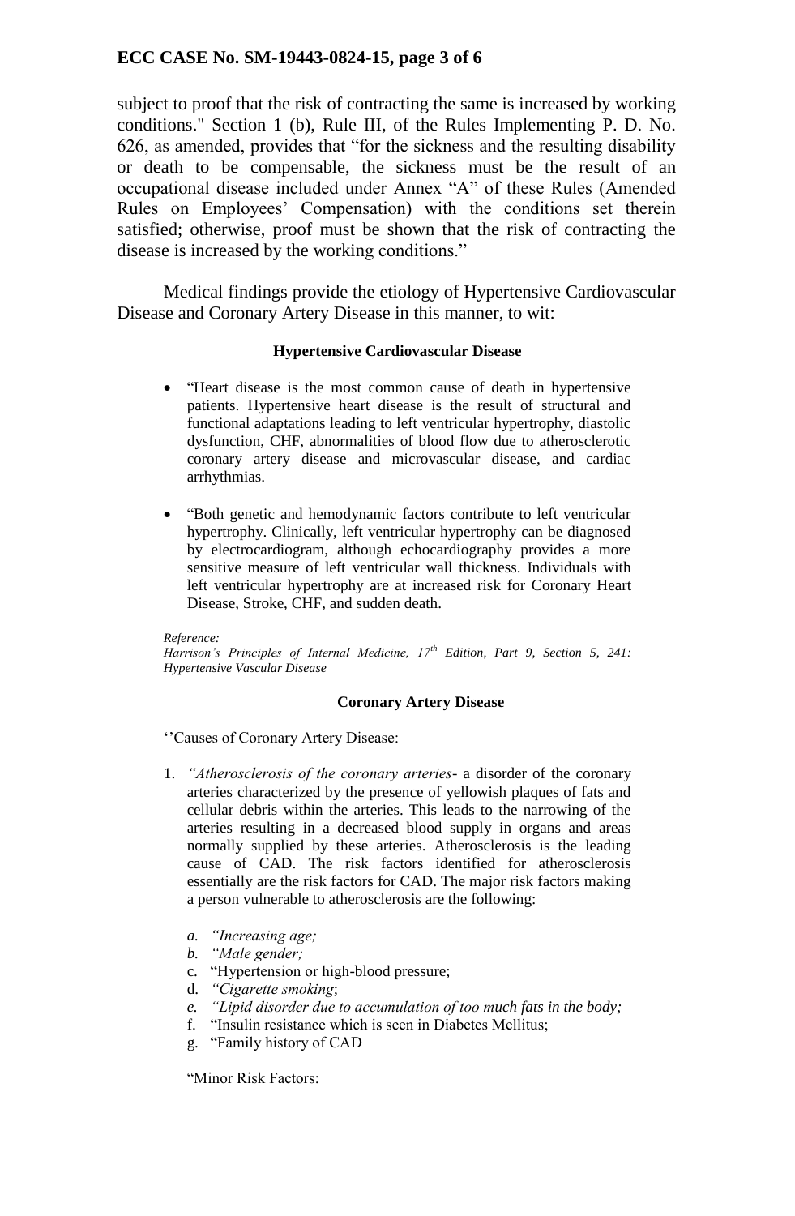subject to proof that the risk of contracting the same is increased by working conditions." Section 1 (b), Rule III, of the Rules Implementing P. D. No. 626, as amended, provides that "for the sickness and the resulting disability or death to be compensable, the sickness must be the result of an occupational disease included under Annex "A" of these Rules (Amended Rules on Employees' Compensation) with the conditions set therein satisfied; otherwise, proof must be shown that the risk of contracting the disease is increased by the working conditions."

Medical findings provide the etiology of Hypertensive Cardiovascular Disease and Coronary Artery Disease in this manner, to wit:

**Hypertensive Cardiovascular Disease**

- "Heart disease is the most common cause of death in hypertensive patients. Hypertensive heart disease is the result of structural and functional adaptations leading to left ventricular hypertrophy, diastolic dysfunction, CHF, abnormalities of blood flow due to atherosclerotic coronary artery disease and microvascular disease, and cardiac arrhythmias.

- "Both genetic and hemodynamic factors contribute to left ventricular hypertrophy. Clinically, left ventricular hypertrophy can be diagnosed by electrocardiogram, although echocardiography provides a more sensitive measure of left ventricular wall thickness. Individuals with left ventricular hypertrophy are at increased risk for Coronary Heart Disease, Stroke, CHF, and sudden death.

*Reference:*
*Harrison's Principles of Internal Medicine, 17th Edition, Part 9, Section 5, 241: Hypertensive Vascular Disease*

**Coronary Artery Disease**

''Causes of Coronary Artery Disease:

1. *"Atherosclerosis of the coronary arteries*- a disorder of the coronary arteries characterized by the presence of yellowish plaques of fats and cellular debris within the arteries. This leads to the narrowing of the arteries resulting in a decreased blood supply in organs and areas normally supplied by these arteries. Atherosclerosis is the leading cause of CAD. The risk factors identified for atherosclerosis essentially are the risk factors for CAD. The major risk factors making a person vulnerable to atherosclerosis are the following:

   a. *"Increasing age;*
   b. *"Male gender;*
   c. "Hypertension or high-blood pressure;
   d. *"Cigarette smoking*;
   e. *"Lipid disorder due to accumulation of too much fats in the body;*
   f. "Insulin resistance which is seen in Diabetes Mellitus;
   g. "Family history of CAD

   "Minor Risk Factors: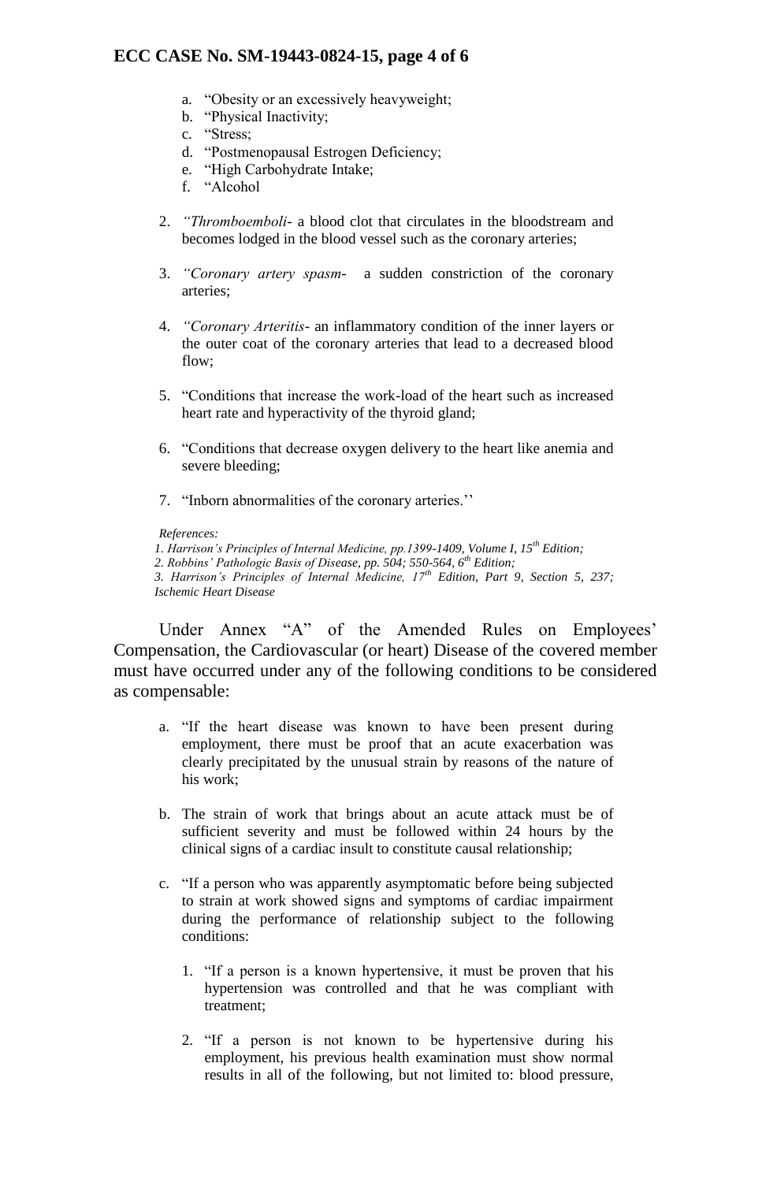a. "Obesity or an excessively heavyweight;
b. "Physical Inactivity;
c. "Stress;
d. "Postmenopausal Estrogen Deficiency;
e. "High Carbohydrate Intake;
f. "Alcohol

2. *"Thromboemboli*- a blood clot that circulates in the bloodstream and becomes lodged in the blood vessel such as the coronary arteries;

3. *"Coronary artery spasm*- a sudden constriction of the coronary arteries;

4. *"Coronary Arteritis*- an inflammatory condition of the inner layers or the outer coat of the coronary arteries that lead to a decreased blood flow;

5. "Conditions that increase the work-load of the heart such as increased heart rate and hyperactivity of the thyroid gland;

6. "Conditions that decrease oxygen delivery to the heart like anemia and severe bleeding;

7. "Inborn abnormalities of the coronary arteries.''

*References:*
*1. Harrison's Principles of Internal Medicine, pp.1399-1409, Volume I, 15th Edition;*
*2. Robbins' Pathologic Basis of Disease, pp. 504; 550-564, 6th Edition;*
*3. Harrison's Principles of Internal Medicine, 17th Edition, Part 9, Section 5, 237; Ischemic Heart Disease*

Under Annex "A" of the Amended Rules on Employees' Compensation, the Cardiovascular (or heart) Disease of the covered member must have occurred under any of the following conditions to be considered as compensable:

a. "If the heart disease was known to have been present during employment, there must be proof that an acute exacerbation was clearly precipitated by the unusual strain by reasons of the nature of his work;

b. The strain of work that brings about an acute attack must be of sufficient severity and must be followed within 24 hours by the clinical signs of a cardiac insult to constitute causal relationship;

c. "If a person who was apparently asymptomatic before being subjected to strain at work showed signs and symptoms of cardiac impairment during the performance of relationship subject to the following conditions:

   1. "If a person is a known hypertensive, it must be proven that his hypertension was controlled and that he was compliant with treatment;

   2. "If a person is not known to be hypertensive during his employment, his previous health examination must show normal results in all of the following, but not limited to: blood pressure,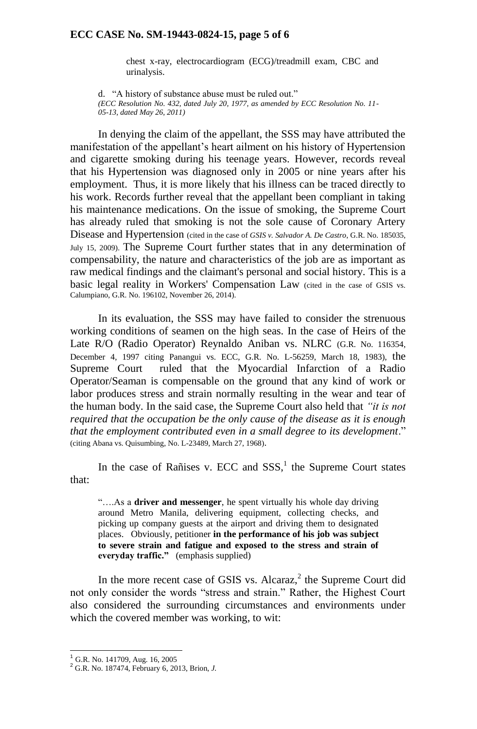chest x-ray, electrocardiogram (ECG)/treadmill exam, CBC and urinalysis.

d. "A history of substance abuse must be ruled out."
*(ECC Resolution No. 432, dated July 20, 1977, as amended by ECC Resolution No. 11-05-13, dated May 26, 2011)*

In denying the claim of the appellant, the SSS may have attributed the manifestation of the appellant's heart ailment on his history of Hypertension and cigarette smoking during his teenage years. However, records reveal that his Hypertension was diagnosed only in 2005 or nine years after his employment. Thus, it is more likely that his illness can be traced directly to his work. Records further reveal that the appellant been compliant in taking his maintenance medications. On the issue of smoking, the Supreme Court has already ruled that smoking is not the sole cause of Coronary Artery Disease and Hypertension (cited in the case of *GSIS v. Salvador A. De Castro*, G.R. No. 185035, July 15, 2009). The Supreme Court further states that in any determination of compensability, the nature and characteristics of the job are as important as raw medical findings and the claimant's personal and social history. This is a basic legal reality in Workers' Compensation Law (cited in the case of GSIS vs. Calumpiano, G.R. No. 196102, November 26, 2014).

In its evaluation, the SSS may have failed to consider the strenuous working conditions of seamen on the high seas. In the case of Heirs of the Late R/O (Radio Operator) Reynaldo Aniban vs. NLRC (G.R. No. 116354, December 4, 1997 citing Panangui vs. ECC, G.R. No. L-56259, March 18, 1983), the Supreme Court ruled that the Myocardial Infarction of a Radio Operator/Seaman is compensable on the ground that any kind of work or labor produces stress and strain normally resulting in the wear and tear of the human body. In the said case, the Supreme Court also held that *"it is not required that the occupation be the only cause of the disease as it is enough that the employment contributed even in a small degree to its development*." (citing Abana vs. Quisumbing, No. L-23489, March 27, 1968).

In the case of Rañises v. ECC and SSS,[1] the Supreme Court states that:

> "….As a **driver and messenger**, he spent virtually his whole day driving around Metro Manila, delivering equipment, collecting checks, and picking up company guests at the airport and driving them to designated places. Obviously, petitioner **in the performance of his job was subject to severe strain and fatigue and exposed to the stress and strain of everyday traffic."** (emphasis supplied)

In the more recent case of GSIS vs. Alcaraz,[2] the Supreme Court did not only consider the words "stress and strain." Rather, the Highest Court also considered the surrounding circumstances and environments under which the covered member was working, to wit:

---

[1] G.R. No. 141709, Aug. 16, 2005

[2] G.R. No. 187474, February 6, 2013, Brion, *J.*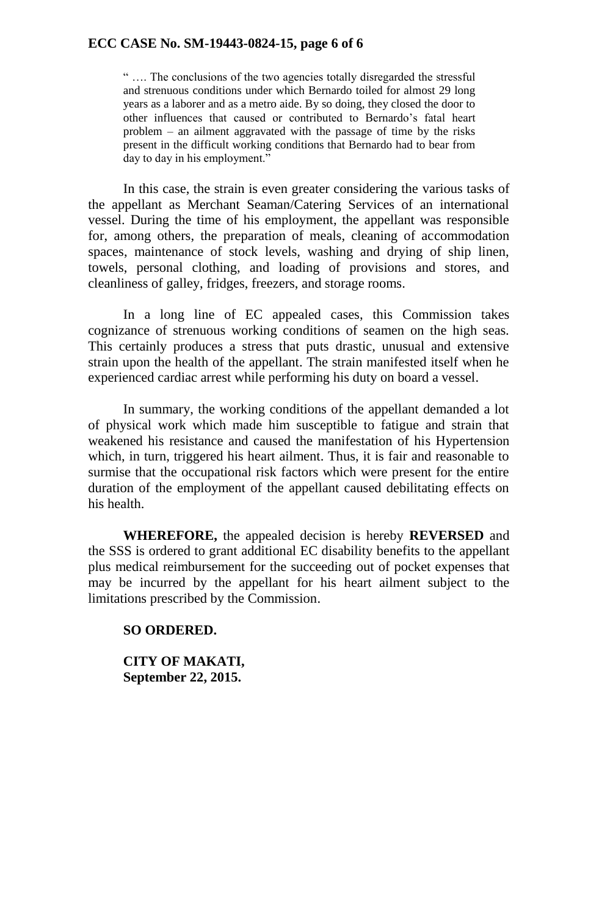> " …. The conclusions of the two agencies totally disregarded the stressful and strenuous conditions under which Bernardo toiled for almost 29 long years as a laborer and as a metro aide. By so doing, they closed the door to other influences that caused or contributed to Bernardo's fatal heart problem – an ailment aggravated with the passage of time by the risks present in the difficult working conditions that Bernardo had to bear from day to day in his employment."

In this case, the strain is even greater considering the various tasks of the appellant as Merchant Seaman/Catering Services of an international vessel. During the time of his employment, the appellant was responsible for, among others, the preparation of meals, cleaning of accommodation spaces, maintenance of stock levels, washing and drying of ship linen, towels, personal clothing, and loading of provisions and stores, and cleanliness of galley, fridges, freezers, and storage rooms.

In a long line of EC appealed cases, this Commission takes cognizance of strenuous working conditions of seamen on the high seas. This certainly produces a stress that puts drastic, unusual and extensive strain upon the health of the appellant. The strain manifested itself when he experienced cardiac arrest while performing his duty on board a vessel.

In summary, the working conditions of the appellant demanded a lot of physical work which made him susceptible to fatigue and strain that weakened his resistance and caused the manifestation of his Hypertension which, in turn, triggered his heart ailment. Thus, it is fair and reasonable to surmise that the occupational risk factors which were present for the entire duration of the employment of the appellant caused debilitating effects on his health.

**WHEREFORE,** the appealed decision is hereby **REVERSED** and the SSS is ordered to grant additional EC disability benefits to the appellant plus medical reimbursement for the succeeding out of pocket expenses that may be incurred by the appellant for his heart ailment subject to the limitations prescribed by the Commission.

**SO ORDERED.**

**CITY OF MAKATI,**
**September 22, 2015.**